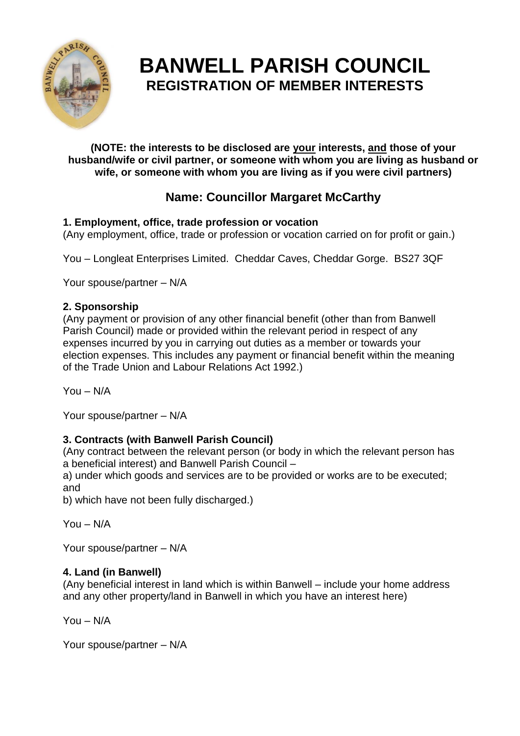# BANWELL PARISH COUNCIL

## REGISTRATION OF MEMBER INTERESTS

**(NOTE: the interests to be disclosed are <u>your</u> interests, <u>and</u> those of your husband/wife or civil partner, or someone with whom you are living as husband or wife, or someone with whom you are living as if you were civil partners)**

## Name: Councillor Margaret McCarthy

**1. Employment, office, trade profession or vocation**

(Any employment, office, trade or profession or vocation carried on for profit or gain.)

You – Longleat Enterprises Limited. Cheddar Caves, Cheddar Gorge. BS27 3QF

Your spouse/partner – N/A

**2. Sponsorship**

(Any payment or provision of any other financial benefit (other than from Banwell Parish Council) made or provided within the relevant period in respect of any expenses incurred by you in carrying out duties as a member or towards your election expenses. This includes any payment or financial benefit within the meaning of the Trade Union and Labour Relations Act 1992.)

You – N/A

Your spouse/partner – N/A

**3. Contracts (with Banwell Parish Council)**

(Any contract between the relevant person (or body in which the relevant person has a beneficial interest) and Banwell Parish Council –

a) under which goods and services are to be provided or works are to be executed; and

b) which have not been fully discharged.)

You – N/A

Your spouse/partner – N/A

**4. Land (in Banwell)**

(Any beneficial interest in land which is within Banwell – include your home address and any other property/land in Banwell in which you have an interest here)

You – N/A

Your spouse/partner – N/A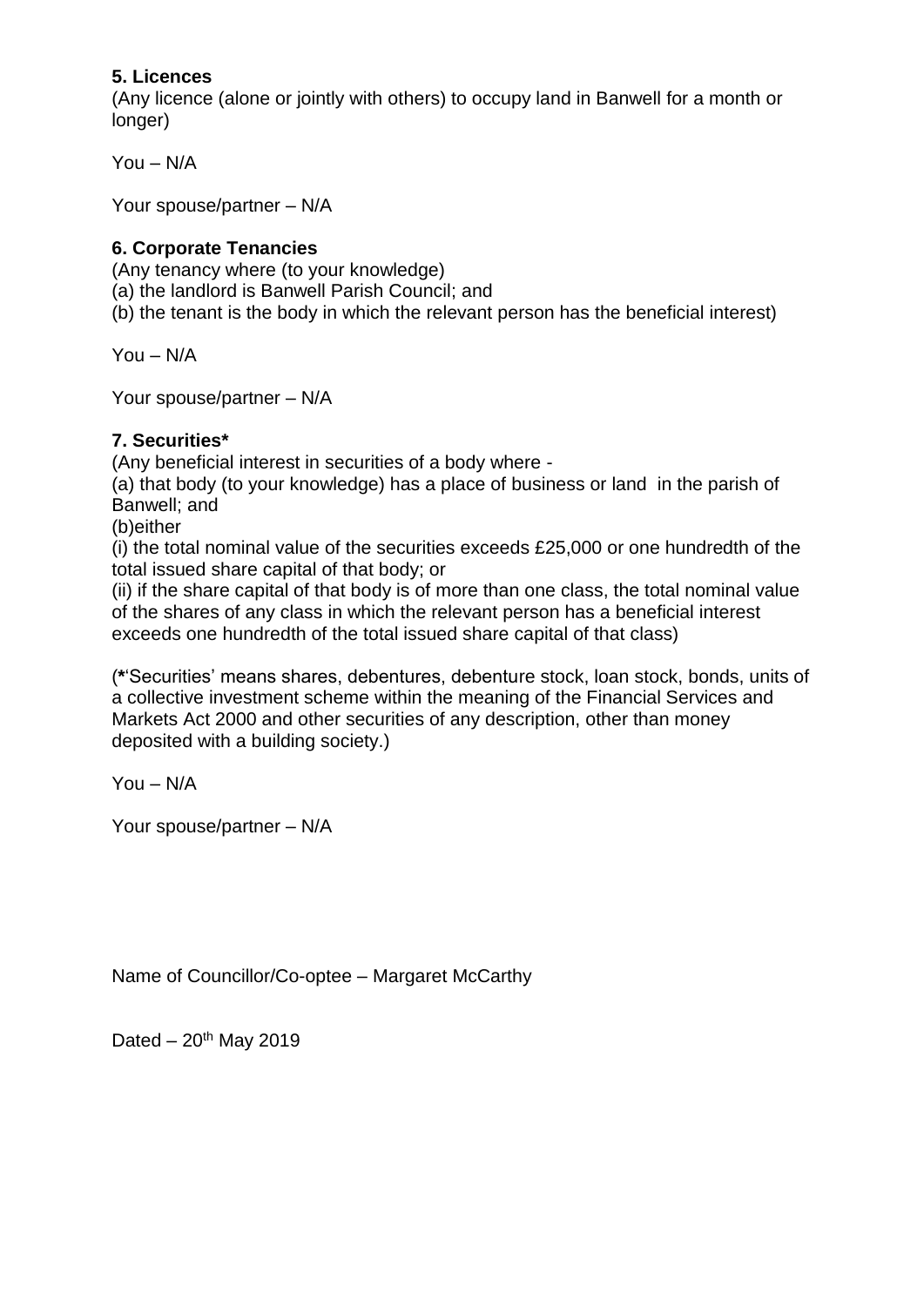**5. Licences**
(Any licence (alone or jointly with others) to occupy land in Banwell for a month or longer)

You – N/A

Your spouse/partner – N/A

**6. Corporate Tenancies**
(Any tenancy where (to your knowledge)
(a) the landlord is Banwell Parish Council; and
(b) the tenant is the body in which the relevant person has the beneficial interest)

You – N/A

Your spouse/partner – N/A

**7. Securities***
(Any beneficial interest in securities of a body where -
(a) that body (to your knowledge) has a place of business or land in the parish of Banwell; and
(b)either
(i) the total nominal value of the securities exceeds £25,000 or one hundredth of the total issued share capital of that body; or
(ii) if the share capital of that body is of more than one class, the total nominal value of the shares of any class in which the relevant person has a beneficial interest exceeds one hundredth of the total issued share capital of that class)

(**\***'Securities' means shares, debentures, debenture stock, loan stock, bonds, units of a collective investment scheme within the meaning of the Financial Services and Markets Act 2000 and other securities of any description, other than money deposited with a building society.)

You – N/A

Your spouse/partner – N/A

Name of Councillor/Co-optee – Margaret McCarthy

Dated – 20th May 2019